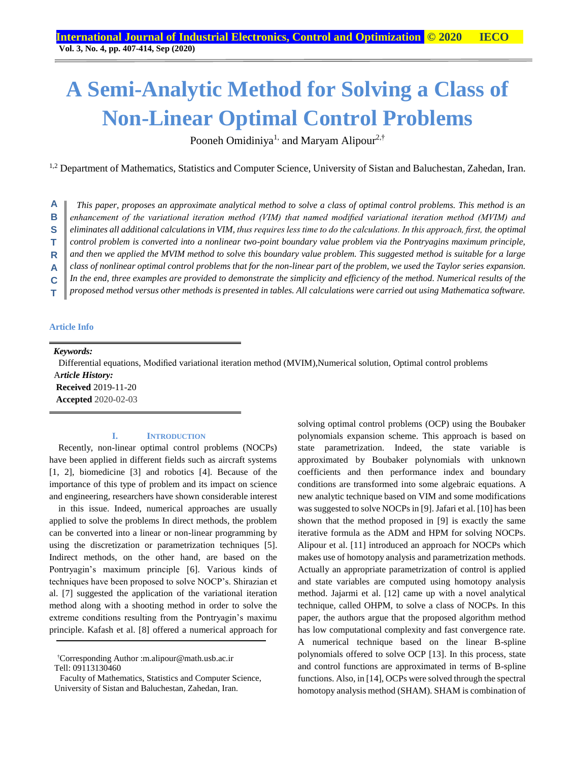# A Semi-Analytic Method for Solving a Class of Non-Linear Optimal Control Problems

Pooneh Omidiniya[1,] and Maryam Alipour[2,†]

[1,2] Department of Mathematics, Statistics and Computer Science, University of Sistan and Baluchestan, Zahedan, Iran.

**ABSTRACT**

*This paper, proposes an approximate analytical method to solve a class of optimal control problems. This method is an enhancement of the variational iteration method (VIM) that named modified variational iteration method (MVIM) and eliminates all additional calculations in VIM, thus requires less time to do the calculations. In this approach, first, the optimal control problem is converted into a nonlinear two-point boundary value problem via the Pontryagins maximum principle, and then we applied the MVIM method to solve this boundary value problem. This suggested method is suitable for a large class of nonlinear optimal control problems that for the non-linear part of the problem, we used the Taylor series expansion. In the end, three examples are provided to demonstrate the simplicity and efficiency of the method. Numerical results of the proposed method versus other methods is presented in tables. All calculations were carried out using Mathematica software.*

**Article Info**

***Keywords:***

Differential equations, Modified variational iteration method (MVIM),Numerical solution, Optimal control problems

***Article History:***

**Received** 2019-11-20

**Accepted** 2020-02-03

## I. Introduction

Recently, non-linear optimal control problems (NOCPs) have been applied in different fields such as aircraft systems [1, 2], biomedicine [3] and robotics [4]. Because of the importance of this type of problem and its impact on science and engineering, researchers have shown considerable interest in this issue. Indeed, numerical approaches are usually applied to solve the problems In direct methods, the problem can be converted into a linear or non-linear programming by using the discretization or parametrization techniques [5]. Indirect methods, on the other hand, are based on the Pontryagin's maximum principle [6]. Various kinds of techniques have been proposed to solve NOCP's. Shirazian et al. [7] suggested the application of the variational iteration method along with a shooting method in order to solve the extreme conditions resulting from the Pontryagin's maximu principle. Kafash et al. [8] offered a numerical approach for solving optimal control problems (OCP) using the Boubaker polynomials expansion scheme. This approach is based on state parametrization. Indeed, the state variable is approximated by Boubaker polynomials with unknown coefficients and then performance index and boundary conditions are transformed into some algebraic equations. A new analytic technique based on VIM and some modifications was suggested to solve NOCPs in [9]. Jafari et al. [10] has been shown that the method proposed in [9] is exactly the same iterative formula as the ADM and HPM for solving NOCPs. Alipour et al. [11] introduced an approach for NOCPs which makes use of homotopy analysis and parametrization methods. Actually an appropriate parametrization of control is applied and state variables are computed using homotopy analysis method. Jajarmi et al. [12] came up with a novel analytical technique, called OHPM, to solve a class of NOCPs. In this paper, the authors argue that the proposed algorithm method has low computational complexity and fast convergence rate. A numerical technique based on the linear B-spline polynomials offered to solve OCP [13]. In this process, state and control functions are approximated in terms of B-spline functions. Also, in [14], OCPs were solved through the spectral homotopy analysis method (SHAM). SHAM is combination of

†Corresponding Author :m.alipour@math.usb.ac.ir
Tell: 09113130460

Faculty of Mathematics, Statistics and Computer Science, University of Sistan and Baluchestan, Zahedan, Iran.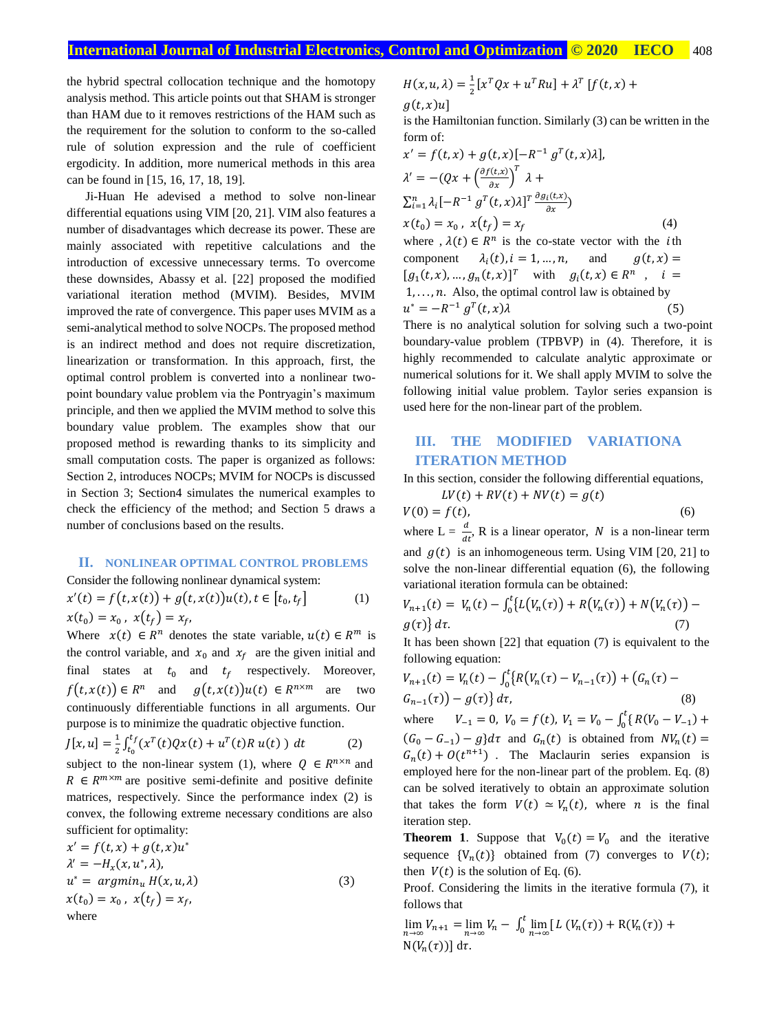the hybrid spectral collocation technique and the homotopy analysis method. This article points out that SHAM is stronger than HAM due to it removes restrictions of the HAM such as the requirement for the solution to conform to the so-called rule of solution expression and the rule of coefficient ergodicity. In addition, more numerical methods in this area can be found in [15, 16, 17, 18, 19].

Ji-Huan He advised a method to solve non-linear differential equations using VIM [20, 21]. VIM also features a number of disadvantages which decrease its power. These are mainly associated with repetitive calculations and the introduction of excessive unnecessary terms. To overcome these downsides, Abassy et al. [22] proposed the modified variational iteration method (MVIM). Besides, MVIM improved the rate of convergence. This paper uses MVIM as a semi-analytical method to solve NOCPs. The proposed method is an indirect method and does not require discretization, linearization or transformation. In this approach, first, the optimal control problem is converted into a nonlinear two-point boundary value problem via the Pontryagin's maximum principle, and then we applied the MVIM method to solve this boundary value problem. The examples show that our proposed method is rewarding thanks to its simplicity and small computation costs. The paper is organized as follows: Section 2, introduces NOCPs; MVIM for NOCPs is discussed in Section 3; Section4 simulates the numerical examples to check the efficiency of the method; and Section 5 draws a number of conclusions based on the results.

## II. NONLINEAR OPTIMAL CONTROL PROBLEMS

Consider the following nonlinear dynamical system:

$$x'(t) = f\big(t, x(t)\big) + g\big(t, x(t)\big)u(t), t \in [t_0, t_f] \tag{1}$$

$$x(t_0) = x_0 \,,\; x(t_f) = x_f,$$

Where $x(t) \in R^n$ denotes the state variable, $u(t) \in R^m$ is the control variable, and $x_0$ and $x_f$ are the given initial and final states at $t_0$ and $t_f$ respectively. Moreover, $f\big(t, x(t)\big) \in R^n$ and $g\big(t, x(t)\big)u(t) \in R^{n \times m}$ are two continuously differentiable functions in all arguments. Our purpose is to minimize the quadratic objective function.

$$J[x, u] = \frac{1}{2}\int_{t_0}^{t_f}(x^T(t)Qx(t) + u^T(t)R\,u(t)\,)\;dt \tag{2}$$

subject to the non-linear system (1), where $Q \in R^{n \times n}$ and $R \in R^{m \times m}$ are positive semi-definite and positive definite matrices, respectively. Since the performance index (2) is convex, the following extreme necessary conditions are also sufficient for optimality:

$$x' = f(t, x) + g(t, x)u^*$$
$$\lambda' = -H_x(x, u^*, \lambda),$$
$$u^* = argmin_u\, H(x, u, \lambda) \tag{3}$$
$$x(t_0) = x_0 \,,\; x(t_f) = x_f,$$

where

$$H(x, u, \lambda) = \frac{1}{2}[x^T Qx + u^T Ru] + \lambda^T\,[f(t, x) + g(t, x)u]$$

is the Hamiltonian function. Similarly (3) can be written in the form of:

$$x' = f(t, x) + g(t, x)[-R^{-1}\,g^T(t, x)\lambda],$$
$$\lambda' = -(Qx + \left(\frac{\partial f(t,x)}{\partial x}\right)^T\,\lambda + \sum_{i=1}^{n}\lambda_i[-R^{-1}\,g^T(t, x)\lambda]^T\,\frac{\partial g_i(t,x)}{\partial x})$$
$$x(t_0) = x_0 \,,\; x(t_f) = x_f \tag{4}$$

where , $\lambda(t) \in R^n$ is the co-state vector with the $i$th component $\lambda_i(t), i = 1, \ldots, n,$ and $g(t, x) = [g_1(t, x), \ldots, g_n(t, x)]^T$ with $g_i(t, x) \in R^n$ , $i = 1, \ldots, n.$ Also, the optimal control law is obtained by

$$u^* = -R^{-1}\,g^T(t, x)\lambda \tag{5}$$

There is no analytical solution for solving such a two-point boundary-value problem (TPBVP) in (4). Therefore, it is highly recommended to calculate analytic approximate or numerical solutions for it. We shall apply MVIM to solve the following initial value problem. Taylor series expansion is used here for the non-linear part of the problem.

## III. THE MODIFIED VARIATIONA ITERATION METHOD

In this section, consider the following differential equations,

$$LV(t) + RV(t) + NV(t) = g(t)$$
$$V(0) = f(t), \tag{6}$$

where L $= \frac{d}{dt}$, R is a linear operator, $N$ is a non-linear term and $g(t)$ is an inhomogeneous term. Using VIM [20, 21] to solve the non-linear differential equation (6), the following variational iteration formula can be obtained:

$$V_{n+1}(t) = V_n(t) - \int_0^t\{L\big(V_n(\tau)\big) + R\big(V_n(\tau)\big) + N\big(V_n(\tau)\big) - g(\tau)\}\,d\tau. \tag{7}$$

It has been shown [22] that equation (7) is equivalent to the following equation:

$$V_{n+1}(t) = V_n(t) - \int_0^t\{R\big(V_n(\tau) - V_{n-1}(\tau)\big) + \big(G_n(\tau) - G_{n-1}(\tau)\big) - g(\tau)\}\,d\tau, \tag{8}$$

where $V_{-1} = 0,\; V_0 = f(t),\; V_1 = V_0 - \int_0^t\{\,R(V_0 - V_{-1}) + (G_0 - G_{-1}) - g\}d\tau$ and $G_n(t)$ is obtained from $NV_n(t) = G_n(t) + O(t^{n+1})$ . The Maclaurin series expansion is employed here for the non-linear part of the problem. Eq. (8) can be solved iteratively to obtain an approximate solution that takes the form $V(t) \simeq V_n(t)$, where $n$ is the final iteration step.

**Theorem 1**. Suppose that $V_0(t) = V_0$ and the iterative sequence $\{V_n(t)\}$ obtained from (7) converges to $V(t)$; then $V(t)$ is the solution of Eq. (6).

Proof. Considering the limits in the iterative formula (7), it follows that

$$\lim_{n\to\infty} V_{n+1} = \lim_{n\to\infty} V_n - \int_0^t \lim_{n\to\infty}[\,L\,(V_n(\tau)) + \mathrm{R}(V_n(\tau)) + \mathrm{N}(V_n(\tau))]\;\mathrm{d}\tau.$$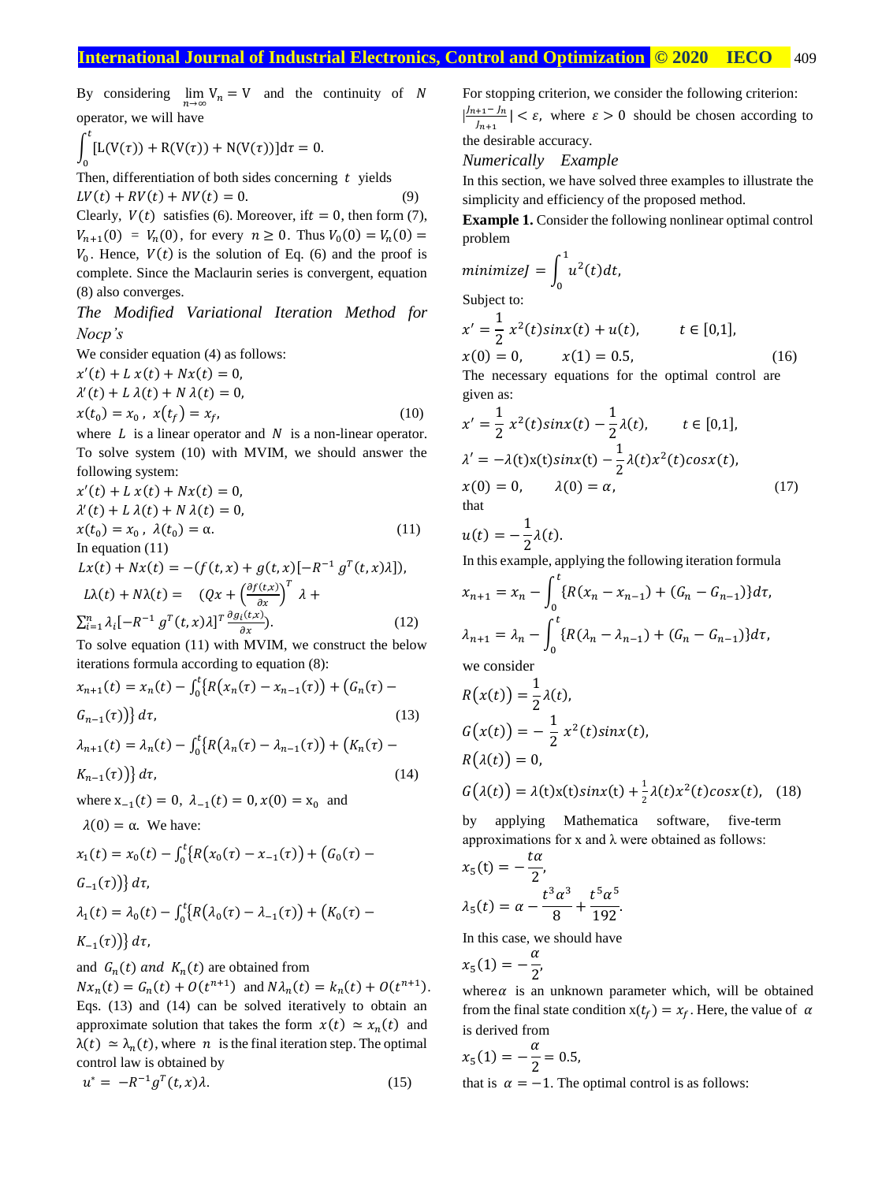By considering $\lim_{n\to\infty} V_n = V$ and the continuity of $N$ operator, we will have

$$\int_0^t [L(V(\tau)) + R(V(\tau)) + N(V(\tau))]d\tau = 0.$$

Then, differentiation of both sides concerning $t$ yields

$$LV(t) + RV(t) + NV(t) = 0. \tag{9}$$

Clearly, $V(t)$ satisfies (6). Moreover, if $t = 0$, then form (7), $V_{n+1}(0) = V_n(0)$, for every $n \geq 0$. Thus $V_0(0) = V_n(0) = V_0$. Hence, $V(t)$ is the solution of Eq. (6) and the proof is complete. Since the Maclaurin series is convergent, equation (8) also converges.

*The Modified Variational Iteration Method for Nocp's*

We consider equation (4) as follows:

$$x'(t) + L\,x(t) + Nx(t) = 0,$$
$$\lambda'(t) + L\,\lambda(t) + N\,\lambda(t) = 0,$$
$$x(t_0) = x_0\,,\ x(t_f) = x_f, \tag{10}$$

where $L$ is a linear operator and $N$ is a non-linear operator. To solve system (10) with MVIM, we should answer the following system:

$$x'(t) + L\,x(t) + Nx(t) = 0,$$
$$\lambda'(t) + L\,\lambda(t) + N\,\lambda(t) = 0,$$
$$x(t_0) = x_0\,,\ \lambda(t_0) = \alpha. \tag{11}$$

In equation (11)

$$Lx(t) + Nx(t) = -(f(t,x) + g(t,x)[-R^{-1}\,g^T(t,x)\lambda]),$$
$$L\lambda(t) + N\lambda(t) = \quad (Qx + \left(\frac{\partial f(t,x)}{\partial x}\right)^T\,\lambda + \sum_{i=1}^n \lambda_i[-R^{-1}\,g^T(t,x)\lambda]^T\,\frac{\partial g_i(t,x)}{\partial x}). \tag{12}$$

To solve equation (11) with MVIM, we construct the below iterations formula according to equation (8):

$$x_{n+1}(t) = x_n(t) - \int_0^t\{R\big(x_n(\tau) - x_{n-1}(\tau)\big) + \big(G_n(\tau) - G_{n-1}(\tau)\big)\}\,d\tau, \tag{13}$$

$$\lambda_{n+1}(t) = \lambda_n(t) - \int_0^t\{R\big(\lambda_n(\tau) - \lambda_{n-1}(\tau)\big) + \big(K_n(\tau) - K_{n-1}(\tau)\big)\}\,d\tau, \tag{14}$$

where $x_{-1}(t) = 0,\ \lambda_{-1}(t) = 0, x(0) = x_0$ and $\lambda(0) = \alpha$. We have:

$$x_1(t) = x_0(t) - \int_0^t\{R\big(x_0(\tau) - x_{-1}(\tau)\big) + \big(G_0(\tau) - G_{-1}(\tau)\big)\}\,d\tau,$$

$$\lambda_1(t) = \lambda_0(t) - \int_0^t\{R\big(\lambda_0(\tau) - \lambda_{-1}(\tau)\big) + \big(K_0(\tau) - K_{-1}(\tau)\big)\}\,d\tau,$$

and $G_n(t)$ *and* $K_n(t)$ are obtained from $Nx_n(t) = G_n(t) + O(t^{n+1})$ and $N\lambda_n(t) = k_n(t) + O(t^{n+1})$. Eqs. (13) and (14) can be solved iteratively to obtain an approximate solution that takes the form $x(t) \simeq x_n(t)$ and $\lambda(t) \simeq \lambda_n(t)$, where $n$ is the final iteration step. The optimal control law is obtained by

$$u^* = -R^{-1}g^T(t,x)\lambda. \tag{15}$$

For stopping criterion, we consider the following criterion: $|\frac{J_{n+1} - J_n}{J_{n+1}}| < \varepsilon$, where $\varepsilon > 0$ should be chosen according to the desirable accuracy.

*Numerically Example*

In this section, we have solved three examples to illustrate the simplicity and efficiency of the proposed method.

**Example 1.** Consider the following nonlinear optimal control problem

$$minimize J = \int_0^1 u^2(t)dt,$$

Subject to:

$$x' = \frac{1}{2}\,x^2(t)sinx(t) + u(t), \qquad t \in [0,1],$$
$$x(0) = 0, \qquad x(1) = 0.5, \tag{16}$$

The necessary equations for the optimal control are given as:

$$x' = \frac{1}{2}\,x^2(t)sinx(t) - \frac{1}{2}\lambda(t), \qquad t \in [0,1],$$
$$\lambda' = -\lambda(t)x(t)sinx(t) - \frac{1}{2}\lambda(t)x^2(t)cosx(t),$$
$$x(0) = 0, \qquad \lambda(0) = \alpha, \tag{17}$$

that

$$u(t) = -\frac{1}{2}\lambda(t).$$

In this example, applying the following iteration formula

$$x_{n+1} = x_n - \int_0^t\{R(x_n - x_{n-1}) + (G_n - G_{n-1})\}d\tau,$$
$$\lambda_{n+1} = \lambda_n - \int_0^t\{R(\lambda_n - \lambda_{n-1}) + (G_n - G_{n-1})\}d\tau,$$

we consider

$$R\big(x(t)\big) = \frac{1}{2}\lambda(t),$$
$$G\big(x(t)\big) = -\,\frac{1}{2}\,x^2(t)sinx(t),$$
$$R\big(\lambda(t)\big) = 0,$$
$$G\big(\lambda(t)\big) = \lambda(t)x(t)sinx(t) + \tfrac{1}{2}\lambda(t)x^2(t)cosx(t), \tag{18}$$

by applying Mathematica software, five-term approximations for x and λ were obtained as follows:

$$x_5(t) = -\frac{t\alpha}{2},$$
$$\lambda_5(t) = \alpha - \frac{t^3\alpha^3}{8} + \frac{t^5\alpha^5}{192}.$$

In this case, we should have

$$x_5(1) = -\frac{\alpha}{2},$$

where $\alpha$ is an unknown parameter which, will be obtained from the final state condition $x(t_f) = x_f$. Here, the value of $\alpha$ is derived from

$$x_5(1) = -\frac{\alpha}{2} = 0.5,$$

that is $\alpha = -1$. The optimal control is as follows: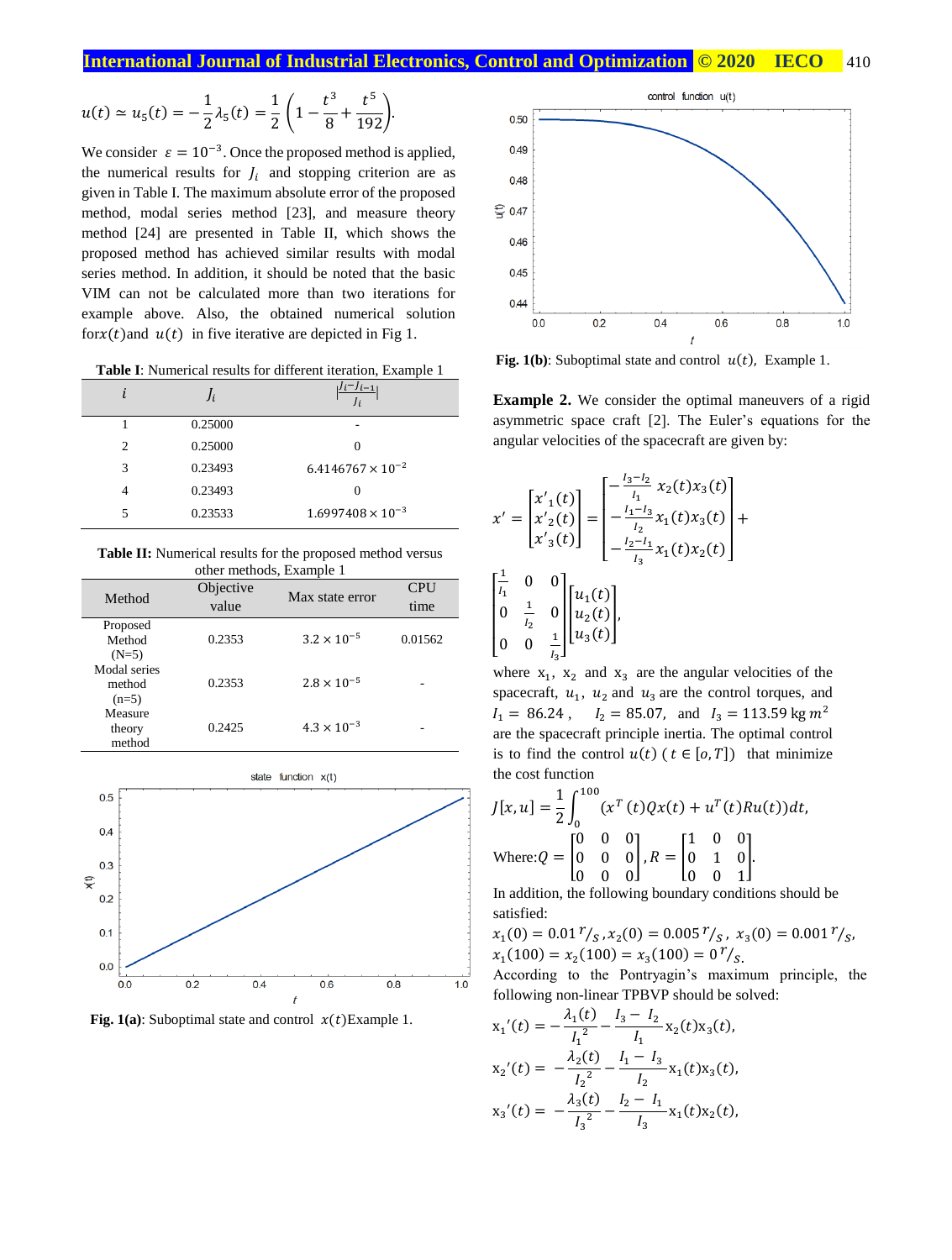$$u(t) \simeq u_5(t) = -\frac{1}{2}\lambda_5(t) = \frac{1}{2}\left(1 - \frac{t^3}{8} + \frac{t^5}{192}\right).$$

We consider $\varepsilon = 10^{-3}$. Once the proposed method is applied, the numerical results for $J_i$ and stopping criterion are as given in Table I. The maximum absolute error of the proposed method, modal series method [23], and measure theory method [24] are presented in Table II, which shows the proposed method has achieved similar results with modal series method. In addition, it should be noted that the basic VIM can not be calculated more than two iterations for example above. Also, the obtained numerical solution for $x(t)$ and $u(t)$ in five iterative are depicted in Fig 1.

**Table I**: Numerical results for different iteration, Example 1

| $i$ | $J_i$ | $\left\|\frac{J_i - J_{i-1}}{J_i}\right\|$ |
|---|---|---|
| 1 | 0.25000 | - |
| 2 | 0.25000 | 0 |
| 3 | 0.23493 | $6.4146767 \times 10^{-2}$ |
| 4 | 0.23493 | 0 |
| 5 | 0.23533 | $1.6997408 \times 10^{-3}$ |

**Table II:** Numerical results for the proposed method versus other methods, Example 1

| Method | Objective value | Max state error | CPU time |
|---|---|---|---|
| Proposed Method (N=5) | 0.2353 | $3.2 \times 10^{-5}$ | 0.01562 |
| Modal series method (n=5) | 0.2353 | $2.8 \times 10^{-5}$ | - |
| Measure theory method | 0.2425 | $4.3 \times 10^{-3}$ | - |

**Fig. 1(a)**: Suboptimal state and control $x(t)$Example 1.

**Fig. 1(b)**: Suboptimal state and control $u(t)$, Example 1.

**Example 2.** We consider the optimal maneuvers of a rigid asymmetric space craft [2]. The Euler's equations for the angular velocities of the spacecraft are given by:

$$x' = \begin{bmatrix} x'_1(t) \\ x'_2(t) \\ x'_3(t) \end{bmatrix} = \begin{bmatrix} -\frac{I_3 - I_2}{I_1} x_2(t)x_3(t) \\ -\frac{I_1 - I_3}{I_2} x_1(t)x_3(t) \\ -\frac{I_2 - I_1}{I_3} x_1(t)x_2(t) \end{bmatrix} + \begin{bmatrix} \frac{1}{I_1} & 0 & 0 \\ 0 & \frac{1}{I_2} & 0 \\ 0 & 0 & \frac{1}{I_3} \end{bmatrix} \begin{bmatrix} u_1(t) \\ u_2(t) \\ u_3(t) \end{bmatrix},$$

where $x_1$, $x_2$ and $x_3$ are the angular velocities of the spacecraft, $u_1$, $u_2$ and $u_3$ are the control torques, and $I_1 = 86.24$, $I_2 = 85.07$, and $I_3 = 113.59 \text{ kg } m^2$ are the spacecraft principle inertia. The optimal control is to find the control $u(t)$ ($t \in [o, T]$) that minimize the cost function

$$J[x, u] = \frac{1}{2}\int_0^{100} (x^T(t)Qx(t) + u^T(t)Ru(t))dt,$$

Where: $Q = \begin{bmatrix} 0 & 0 & 0 \\ 0 & 0 & 0 \\ 0 & 0 & 0 \end{bmatrix}, R = \begin{bmatrix} 1 & 0 & 0 \\ 0 & 1 & 0 \\ 0 & 0 & 1 \end{bmatrix}.$

In addition, the following boundary conditions should be satisfied:

$x_1(0) = 0.01\, r/_s$, $x_2(0) = 0.005\, r/_s$, $x_3(0) = 0.001\, r/_s$,
$x_1(100) = x_2(100) = x_3(100) = 0\, r/_s$.

According to the Pontryagin's maximum principle, the following non-linear TPBVP should be solved:

$$x_1'(t) = -\frac{\lambda_1(t)}{I_1^2} - \frac{I_3 - I_2}{I_1} x_2(t)x_3(t),$$

$$x_2'(t) = -\frac{\lambda_2(t)}{I_2^2} - \frac{I_1 - I_3}{I_2} x_1(t)x_3(t),$$

$$x_3'(t) = -\frac{\lambda_3(t)}{I_3^2} - \frac{I_2 - I_1}{I_3} x_1(t)x_2(t),$$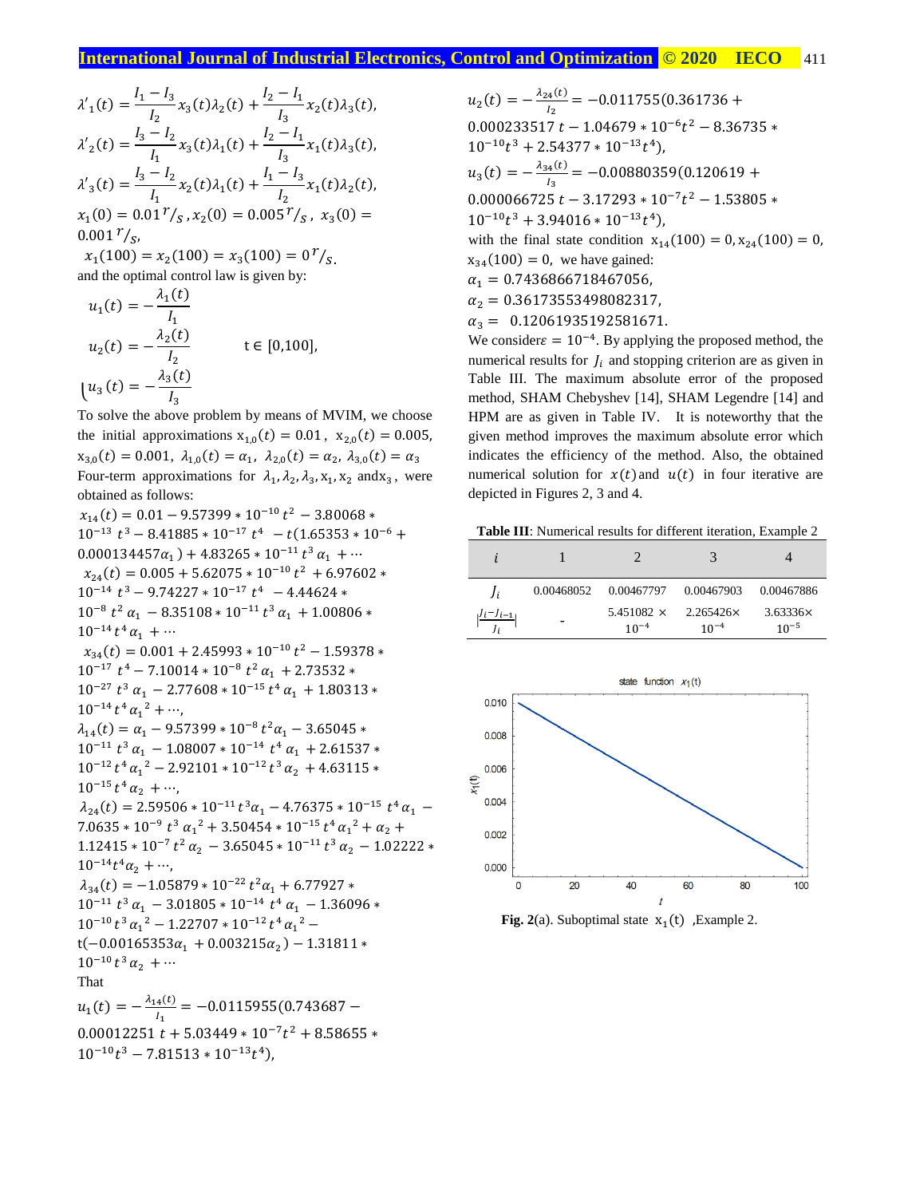$$\lambda'_1(t) = \frac{I_1 - I_3}{I_2} x_3(t)\lambda_2(t) + \frac{I_2 - I_1}{I_3} x_2(t)\lambda_3(t),$$

$$\lambda'_2(t) = \frac{I_3 - I_2}{I_1} x_3(t)\lambda_1(t) + \frac{I_2 - I_1}{I_3} x_1(t)\lambda_3(t),$$

$$\lambda'_3(t) = \frac{I_3 - I_2}{I_1} x_2(t)\lambda_1(t) + \frac{I_1 - I_3}{I_2} x_1(t)\lambda_2(t),$$

$x_1(0) = 0.01\, {}^r/_s$, $x_2(0) = 0.005\, {}^r/_s$, $x_3(0) = 0.001\, {}^r/_s$,

$x_1(100) = x_2(100) = x_3(100) = 0\, {}^r/_s$.

and the optimal control law is given by:

$$\begin{cases} u_1(t) = -\dfrac{\lambda_1(t)}{I_1} \\ u_2(t) = -\dfrac{\lambda_2(t)}{I_2} \qquad t \in [0,100], \\ u_3(t) = -\dfrac{\lambda_3(t)}{I_3} \end{cases}$$

To solve the above problem by means of MVIM, we choose the initial approximations $x_{1,0}(t) = 0.01$, $x_{2,0}(t) = 0.005$, $x_{3,0}(t) = 0.001$, $\lambda_{1,0}(t) = \alpha_1$, $\lambda_{2,0}(t) = \alpha_2$, $\lambda_{3,0}(t) = \alpha_3$ Four-term approximations for $\lambda_1, \lambda_2, \lambda_3, x_1, x_2$ and $x_3$, were obtained as follows:

$x_{14}(t) = 0.01 - 9.57399 * 10^{-10}\, t^2 - 3.80068 * 10^{-13}\, t^3 - 8.41885 * 10^{-17}\, t^4 - t(1.65353 * 10^{-6} + 0.000134457\alpha_1) + 4.83265 * 10^{-11}\, t^3\, \alpha_1 + \cdots$

$x_{24}(t) = 0.005 + 5.62075 * 10^{-10}\, t^2 + 6.97602 * 10^{-14}\, t^3 - 9.74227 * 10^{-17}\, t^4 - 4.44624 * 10^{-8}\, t^2\, \alpha_1 - 8.35108 * 10^{-11}\, t^3\, \alpha_1 + 1.00806 * 10^{-14}\, t^4\, \alpha_1 + \cdots$

$x_{34}(t) = 0.001 + 2.45993 * 10^{-10}\, t^2 - 1.59378 * 10^{-17}\, t^4 - 7.10014 * 10^{-8}\, t^2\, \alpha_1 + 2.73532 * 10^{-27}\, t^3\, \alpha_1 - 2.77608 * 10^{-15}\, t^4\, \alpha_1 + 1.80313 * 10^{-14}\, t^4\, \alpha_1^{\,2} + \cdots,$

$\lambda_{14}(t) = \alpha_1 - 9.57399 * 10^{-8}\, t^2\alpha_1 - 3.65045 * 10^{-11}\, t^3\, \alpha_1 - 1.08007 * 10^{-14}\, t^4\, \alpha_1 + 2.61537 * 10^{-12}\, t^4\, \alpha_1^{\,2} - 2.92101 * 10^{-12}\, t^3\, \alpha_2 + 4.63115 * 10^{-15}\, t^4\, \alpha_2 + \cdots,$

$\lambda_{24}(t) = 2.59506 * 10^{-11}\, t^3\alpha_1 - 4.76375 * 10^{-15}\, t^4\, \alpha_1 - 7.0635 * 10^{-9}\, t^3\, \alpha_1^{\,2} + 3.50454 * 10^{-15}\, t^4\, \alpha_1^{\,2} + \alpha_2 + 1.12415 * 10^{-7}\, t^2\, \alpha_2 - 3.65045 * 10^{-11}\, t^3\, \alpha_2 - 1.02222 * 10^{-14} t^4\, \alpha_2 + \cdots,$

$\lambda_{34}(t) = -1.05879 * 10^{-22}\, t^2\alpha_1 + 6.77927 * 10^{-11}\, t^3\, \alpha_1 - 3.01805 * 10^{-14}\, t^4\, \alpha_1 - 1.36096 * 10^{-10}\, t^3\, \alpha_1^{\,2} - 1.22707 * 10^{-12}\, t^4\, \alpha_1^{\,2} - t(-0.00165353\alpha_1 + 0.003215\alpha_2) - 1.31811 * 10^{-10}\, t^3\, \alpha_2 + \cdots$

That

$u_1(t) = -\frac{\lambda_{14}(t)}{I_1} = -0.0115955(0.743687 - 0.00012251\, t + 5.03449 * 10^{-7} t^2 + 8.58655 * 10^{-10} t^3 - 7.81513 * 10^{-13} t^4),$

$u_2(t) = -\frac{\lambda_{24}(t)}{I_2} = -0.011755(0.361736 + 0.000233517\, t - 1.04679 * 10^{-6} t^2 - 8.36735 * 10^{-10} t^3 + 2.54377 * 10^{-13} t^4),$

$u_3(t) = -\frac{\lambda_{34}(t)}{I_3} = -0.00880359(0.120619 + 0.000066725\, t - 3.17293 * 10^{-7} t^2 - 1.53805 * 10^{-10} t^3 + 3.94016 * 10^{-13} t^4),$

with the final state condition $x_{14}(100) = 0, x_{24}(100) = 0$, $x_{34}(100) = 0$, we have gained:

$\alpha_1 = 0.7436866718467056,$

$\alpha_2 = 0.36173553498082317,$

$\alpha_3 = 0.12061935192581671.$

We consider $\varepsilon = 10^{-4}$. By applying the proposed method, the numerical results for $J_i$ and stopping criterion are as given in Table III. The maximum absolute error of the proposed method, SHAM Chebyshev [14], SHAM Legendre [14] and HPM are as given in Table IV. It is noteworthy that the given method improves the maximum absolute error which indicates the efficiency of the method. Also, the obtained numerical solution for $x(t)$ and $u(t)$ in four iterative are depicted in Figures 2, 3 and 4.

**Table III**: Numerical results for different iteration, Example 2

| $i$ | 1 | 2 | 3 | 4 |
|---|---|---|---|---|
| $J_i$ | 0.00468052 | 0.00467797 | 0.00467903 | 0.00467886 |
| $\left\lvert\frac{J_i - J_{i-1}}{J_i}\right\rvert$ | - | $5.451082 \times 10^{-4}$ | $2.265426 \times 10^{-4}$ | $3.63336 \times 10^{-5}$ |

**Fig. 2**(a). Suboptimal state $x_1(t)$ ,Example 2.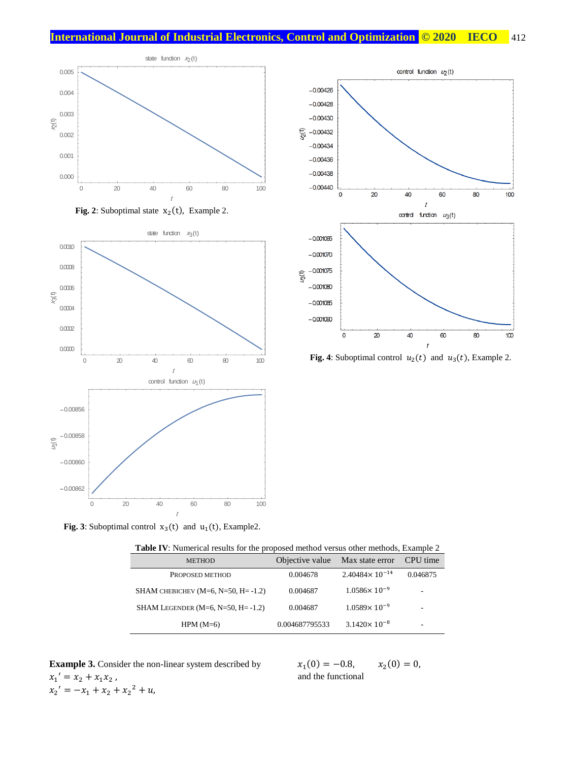**Fig. 2**: Suboptimal state $x_2(t)$, Example 2.

**Fig. 4**: Suboptimal control $u_2(t)$ and $u_3(t)$, Example 2.

**Fig. 3**: Suboptimal control $x_3(t)$ and $u_1(t)$, Example2.

**Table IV**: Numerical results for the proposed method versus other methods, Example 2

| METHOD | Objective value | Max state error | CPU time |
|---|---|---|---|
| PROPOSED METHOD | 0.004678 | $2.40484\times 10^{-14}$ | 0.046875 |
| SHAM CHEBICHEV (M=6, N=50, H= -1.2) | 0.004687 | $1.0586\times 10^{-9}$ | - |
| SHAM LEGENDER (M=6, N=50, H= -1.2) | 0.004687 | $1.0589\times 10^{-9}$ | - |
| HPM (M=6) | 0.004687795533 | $3.1420\times 10^{-8}$ | - |

**Example 3.** Consider the non-linear system described by

$x_1{}' = x_2 + x_1 x_2$ ,

$x_2{}' = -x_1 + x_2 + x_2{}^2 + u,$

$x_1(0) = -0.8, \qquad x_2(0) = 0,$

and the functional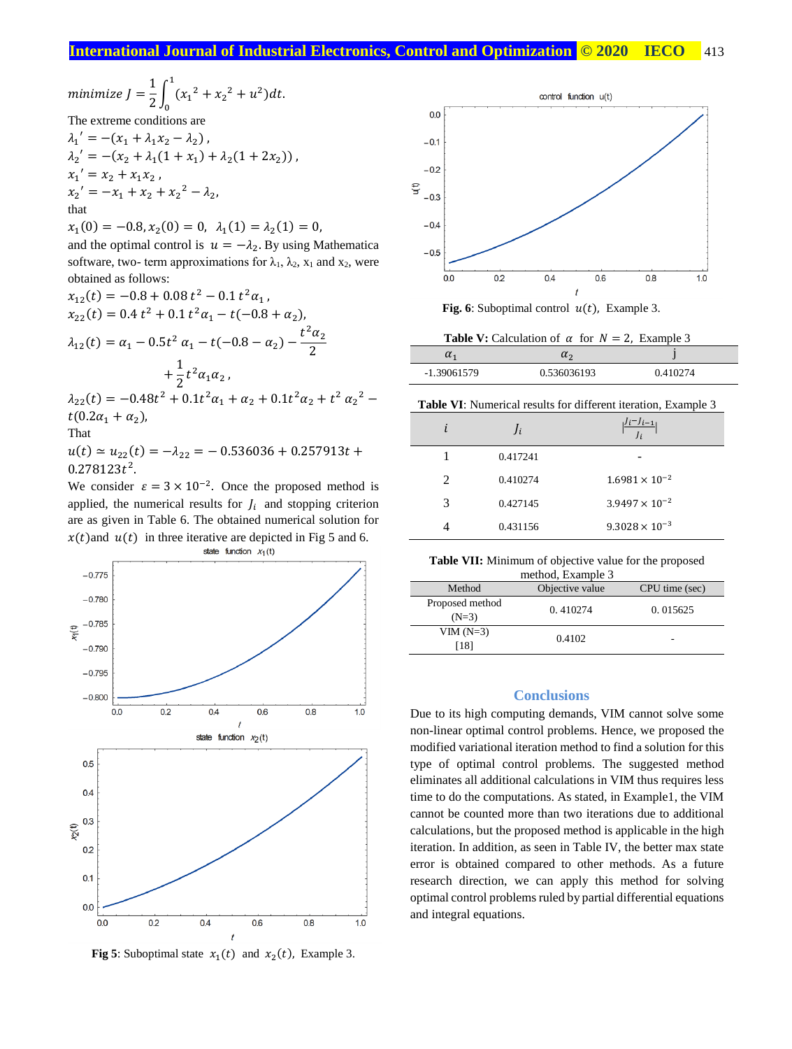$$minimize\ J = \frac{1}{2}\int_0^1 ({x_1}^2 + {x_2}^2 + u^2)dt.$$

The extreme conditions are

$\lambda_1' = -(x_1 + \lambda_1 x_2 - \lambda_2)$,
$\lambda_2' = -(x_2 + \lambda_1(1 + x_1) + \lambda_2(1 + 2x_2))$,
$x_1' = x_2 + x_1 x_2$,
$x_2' = -x_1 + x_2 + {x_2}^2 - \lambda_2$,

that

$x_1(0) = -0.8, x_2(0) = 0,\ \ \lambda_1(1) = \lambda_2(1) = 0,$

and the optimal control is $u = -\lambda_2$. By using Mathematica software, two- term approximations for $\lambda_1$, $\lambda_2$, $x_1$ and $x_2$, were obtained as follows:

$x_{12}(t) = -0.8 + 0.08\,t^2 - 0.1\,t^2\alpha_1$,
$x_{22}(t) = 0.4\,t^2 + 0.1\,t^2\alpha_1 - t(-0.8 + \alpha_2)$,

$$\lambda_{12}(t) = \alpha_1 - 0.5t^2\,\alpha_1 - t(-0.8 - \alpha_2) - \frac{t^2\alpha_2}{2} + \frac{1}{2}t^2\alpha_1\alpha_2,$$

$\lambda_{22}(t) = -0.48t^2 + 0.1t^2\alpha_1 + \alpha_2 + 0.1t^2\alpha_2 + t^2\,{\alpha_2}^2 - t(0.2\alpha_1 + \alpha_2)$,

That

$u(t) \simeq u_{22}(t) = -\lambda_{22} = -0.536036 + 0.257913t + 0.278123t^2$.

We consider $\varepsilon = 3 \times 10^{-2}$. Once the proposed method is applied, the numerical results for $J_i$ and stopping criterion are as given in Table 6. The obtained numerical solution for $x(t)$and $u(t)$ in three iterative are depicted in Fig 5 and 6.

**Fig 5**: Suboptimal state $x_1(t)$ and $x_2(t)$, Example 3.

**Fig. 6**: Suboptimal control $u(t)$, Example 3.

**Table V:** Calculation of $\alpha$ for $N = 2$, Example 3

| $\alpha_1$ | $\alpha_2$ | j |
|---|---|---|
| -1.39061579 | 0.536036193 | 0.410274 |

**Table VI**: Numerical results for different iteration, Example 3

| $i$ | $J_i$ | $\left\lvert\frac{J_i - J_{i-1}}{J_i}\right\rvert$ |
|---|---|---|
| 1 | 0.417241 | - |
| 2 | 0.410274 | $1.6981 \times 10^{-2}$ |
| 3 | 0.427145 | $3.9497 \times 10^{-2}$ |
| 4 | 0.431156 | $9.3028 \times 10^{-3}$ |

**Table VII:** Minimum of objective value for the proposed method, Example 3

| Method | Objective value | CPU time (sec) |
|---|---|---|
| Proposed method (N=3) | 0. 410274 | 0. 015625 |
| VIM (N=3) [18] | 0.4102 | - |

## Conclusions

Due to its high computing demands, VIM cannot solve some non-linear optimal control problems. Hence, we proposed the modified variational iteration method to find a solution for this type of optimal control problems. The suggested method eliminates all additional calculations in VIM thus requires less time to do the computations. As stated, in Example1, the VIM cannot be counted more than two iterations due to additional calculations, but the proposed method is applicable in the high iteration. In addition, as seen in Table IV, the better max state error is obtained compared to other methods. As a future research direction, we can apply this method for solving optimal control problems ruled by partial differential equations and integral equations.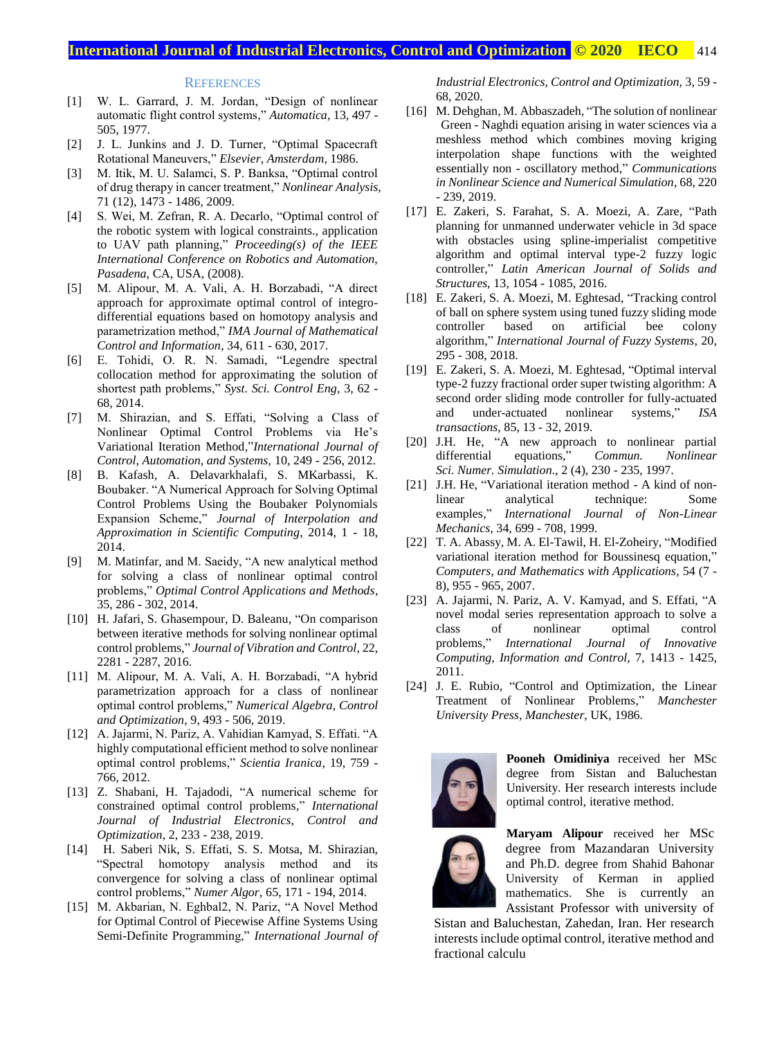## References

[1] W. L. Garrard, J. M. Jordan, "Design of nonlinear automatic flight control systems," *Automatica*, 13, 497 - 505, 1977.

[2] J. L. Junkins and J. D. Turner, "Optimal Spacecraft Rotational Maneuvers," *Elsevier, Amsterdam*, 1986.

[3] M. Itik, M. U. Salamci, S. P. Banksa, "Optimal control of drug therapy in cancer treatment," *Nonlinear Analysis*, 71 (12), 1473 - 1486, 2009.

[4] S. Wei, M. Zefran, R. A. Decarlo, "Optimal control of the robotic system with logical constraints., application to UAV path planning," *Proceeding(s) of the IEEE International Conference on Robotics and Automation, Pasadena*, CA, USA, (2008).

[5] M. Alipour, M. A. Vali, A. H. Borzabadi, "A direct approach for approximate optimal control of integro-differential equations based on homotopy analysis and parametrization method," *IMA Journal of Mathematical Control and Information*, 34, 611 - 630, 2017.

[6] E. Tohidi, O. R. N. Samadi, "Legendre spectral collocation method for approximating the solution of shortest path problems," *Syst. Sci. Control Eng*, 3, 62 - 68, 2014.

[7] M. Shirazian, and S. Effati, "Solving a Class of Nonlinear Optimal Control Problems via He's Variational Iteration Method,"*International Journal of Control, Automation, and Systems*, 10, 249 - 256, 2012.

[8] B. Kafash, A. Delavarkhalafi, S. MKarbassi, K. Boubaker. "A Numerical Approach for Solving Optimal Control Problems Using the Boubaker Polynomials Expansion Scheme," *Journal of Interpolation and Approximation in Scientific Computing*, 2014, 1 - 18, 2014.

[9] M. Matinfar, and M. Saeidy, "A new analytical method for solving a class of nonlinear optimal control problems," *Optimal Control Applications and Methods*, 35, 286 - 302, 2014.

[10] H. Jafari, S. Ghasempour, D. Baleanu, "On comparison between iterative methods for solving nonlinear optimal control problems," *Journal of Vibration and Control*, 22, 2281 - 2287, 2016.

[11] M. Alipour, M. A. Vali, A. H. Borzabadi, "A hybrid parametrization approach for a class of nonlinear optimal control problems," *Numerical Algebra, Control and Optimization*, 9, 493 - 506, 2019.

[12] A. Jajarmi, N. Pariz, A. Vahidian Kamyad, S. Effati. "A highly computational efficient method to solve nonlinear optimal control problems," *Scientia Iranica*, 19, 759 - 766, 2012.

[13] Z. Shabani, H. Tajadodi, "A numerical scheme for constrained optimal control problems," *International Journal of Industrial Electronics, Control and Optimization*, 2, 233 - 238, 2019.

[14] H. Saberi Nik, S. Effati, S. S. Motsa, M. Shirazian, "Spectral homotopy analysis method and its convergence for solving a class of nonlinear optimal control problems," *Numer Algor*, 65, 171 - 194, 2014.

[15] M. Akbarian, N. Eghbal2, N. Pariz, "A Novel Method for Optimal Control of Piecewise Affine Systems Using Semi-Definite Programming," *International Journal of Industrial Electronics, Control and Optimization*, 3, 59 - 68, 2020.

[16] M. Dehghan, M. Abbaszadeh, "The solution of nonlinear Green - Naghdi equation arising in water sciences via a meshless method which combines moving kriging interpolation shape functions with the weighted essentially non - oscillatory method," *Communications in Nonlinear Science and Numerical Simulation*, 68, 220 - 239, 2019.

[17] E. Zakeri, S. Farahat, S. A. Moezi, A. Zare, "Path planning for unmanned underwater vehicle in 3d space with obstacles using spline-imperialist competitive algorithm and optimal interval type-2 fuzzy logic controller," *Latin American Journal of Solids and Structures*, 13, 1054 - 1085, 2016.

[18] E. Zakeri, S. A. Moezi, M. Eghtesad, "Tracking control of ball on sphere system using tuned fuzzy sliding mode controller based on artificial bee colony algorithm," *International Journal of Fuzzy Systems*, 20, 295 - 308, 2018.

[19] E. Zakeri, S. A. Moezi, M. Eghtesad, "Optimal interval type-2 fuzzy fractional order super twisting algorithm: A second order sliding mode controller for fully-actuated and under-actuated nonlinear systems," *ISA transactions*, 85, 13 - 32, 2019.

[20] J.H. He, "A new approach to nonlinear partial differential equations," *Commun. Nonlinear Sci. Numer. Simulation.*, 2 (4), 230 - 235, 1997.

[21] J.H. He, "Variational iteration method - A kind of non-linear analytical technique: Some examples," *International Journal of Non-Linear Mechanics*, 34, 699 - 708, 1999.

[22] T. A. Abassy, M. A. El-Tawil, H. El-Zoheiry, "Modified variational iteration method for Boussinesq equation," *Computers, and Mathematics with Applications*, 54 (7 - 8), 955 - 965, 2007.

[23] A. Jajarmi, N. Pariz, A. V. Kamyad, and S. Effati, "A novel modal series representation approach to solve a class of nonlinear optimal control problems," *International Journal of Innovative Computing, Information and Control*, 7, 1413 - 1425, 2011.

[24] J. E. Rubio, "Control and Optimization, the Linear Treatment of Nonlinear Problems," *Manchester University Press, Manchester*, UK, 1986.

**Pooneh Omidiniya** received her MSc degree from Sistan and Baluchestan University. Her research interests include optimal control, iterative method.

**Maryam Alipour** received her MSc degree from Mazandaran University and Ph.D. degree from Shahid Bahonar University of Kerman in applied mathematics. She is currently an Assistant Professor with university of Sistan and Baluchestan, Zahedan, Iran. Her research interests include optimal control, iterative method and fractional calculu